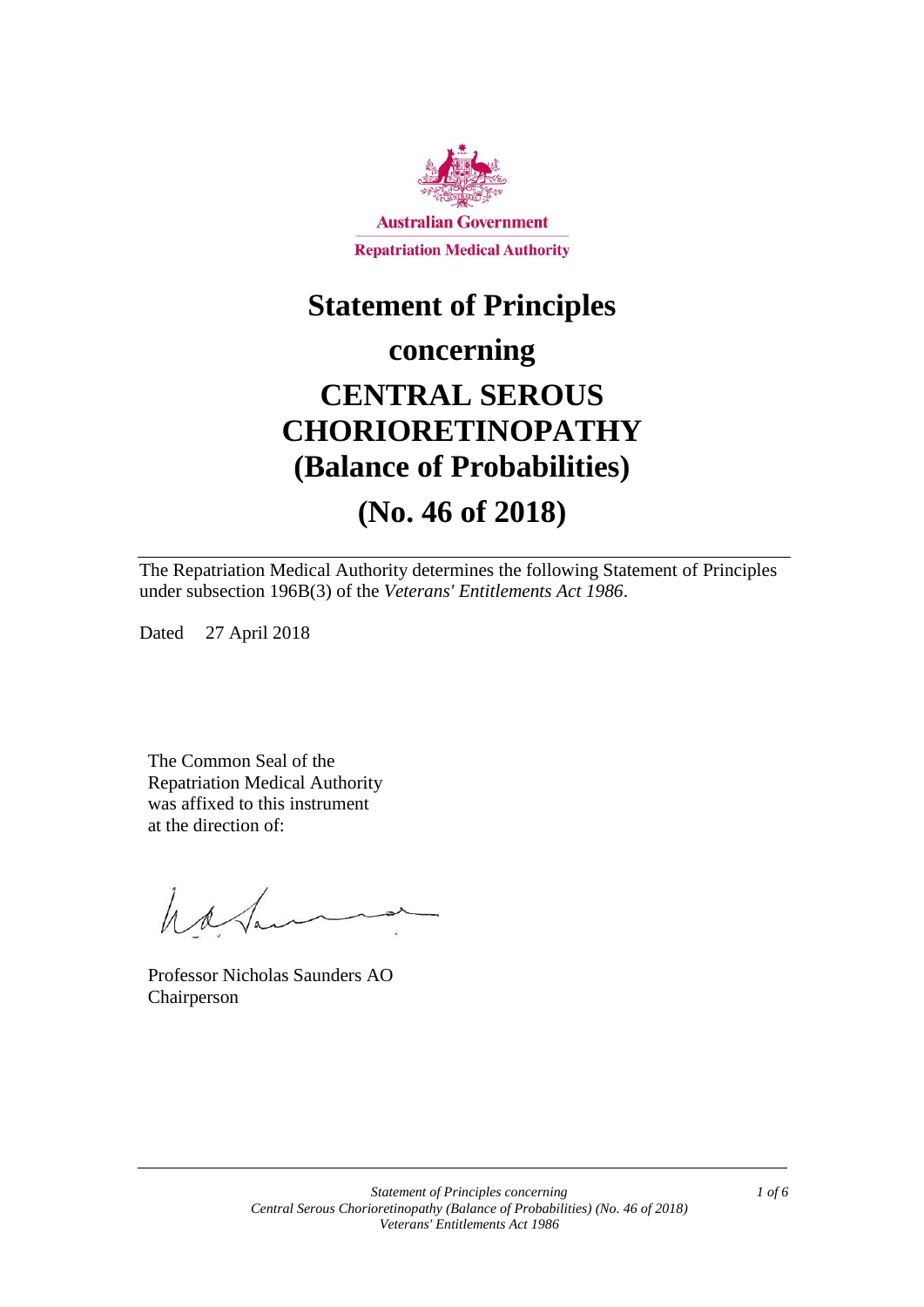Australian Government

Repatriation Medical Authority

# Statement of Principles concerning CENTRAL SEROUS CHORIORETINOPATHY (Balance of Probabilities)

# (No. 46 of 2018)

The Repatriation Medical Authority determines the following Statement of Principles under subsection 196B(3) of the *Veterans' Entitlements Act 1986*.

Dated 27 April 2018

The Common Seal of the Repatriation Medical Authority was affixed to this instrument at the direction of:

Professor Nicholas Saunders AO
Chairperson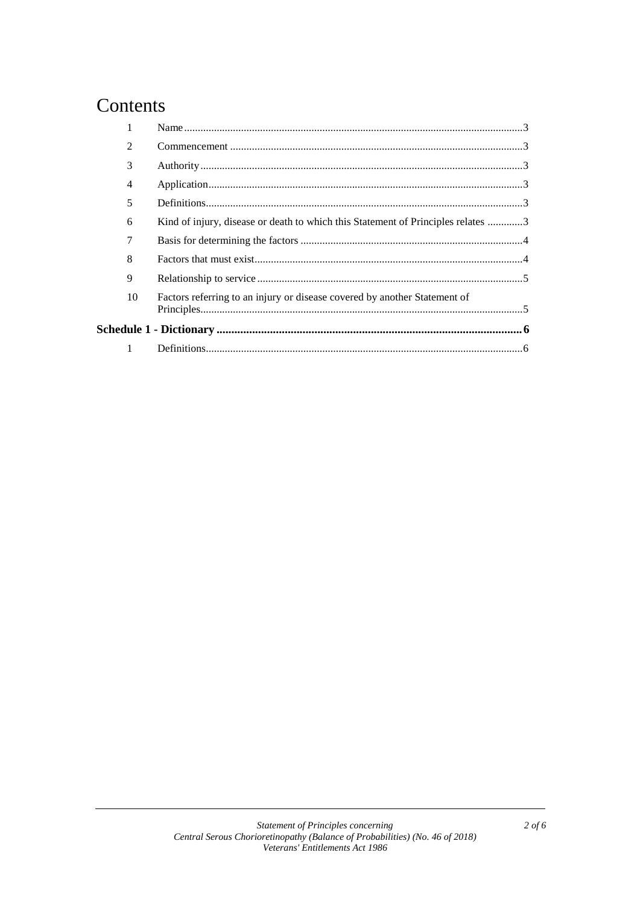# Contents

| | | |
|---|---|---|
| 1 | Name | 3 |
| 2 | Commencement | 3 |
| 3 | Authority | 3 |
| 4 | Application | 3 |
| 5 | Definitions | 3 |
| 6 | Kind of injury, disease or death to which this Statement of Principles relates | 3 |
| 7 | Basis for determining the factors | 4 |
| 8 | Factors that must exist | 4 |
| 9 | Relationship to service | 5 |
| 10 | Factors referring to an injury or disease covered by another Statement of Principles | 5 |
| **Schedule 1 - Dictionary** | | **6** |
| 1 | Definitions | 6 |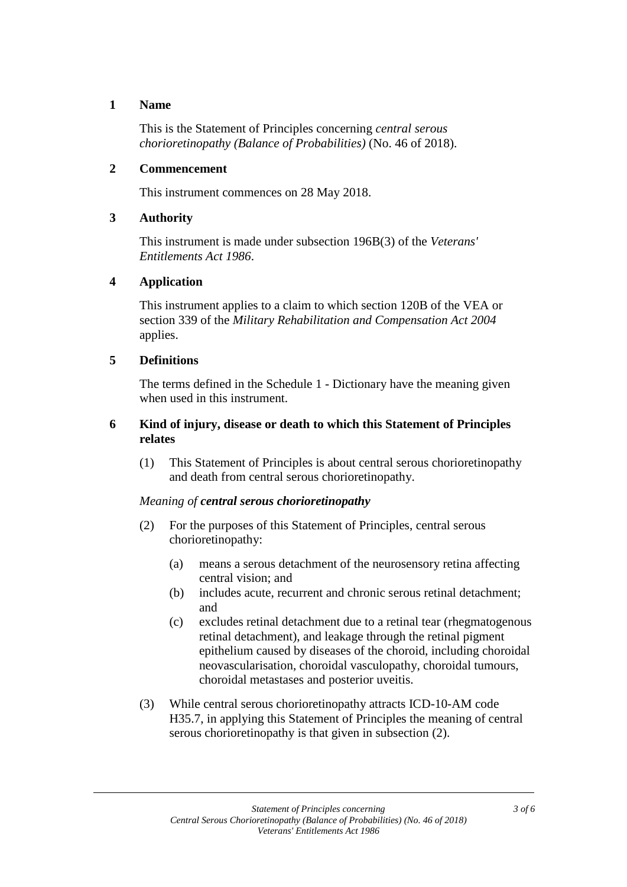## 1 Name

This is the Statement of Principles concerning *central serous chorioretinopathy (Balance of Probabilities)* (No. 46 of 2018).

## 2 Commencement

This instrument commences on 28 May 2018.

## 3 Authority

This instrument is made under subsection 196B(3) of the *Veterans' Entitlements Act 1986*.

## 4 Application

This instrument applies to a claim to which section 120B of the VEA or section 339 of the *Military Rehabilitation and Compensation Act 2004* applies.

## 5 Definitions

The terms defined in the Schedule 1 - Dictionary have the meaning given when used in this instrument.

## 6 Kind of injury, disease or death to which this Statement of Principles relates

(1) This Statement of Principles is about central serous chorioretinopathy and death from central serous chorioretinopathy.

*Meaning of* ***central serous chorioretinopathy***

(2) For the purposes of this Statement of Principles, central serous chorioretinopathy:

- (a) means a serous detachment of the neurosensory retina affecting central vision; and
- (b) includes acute, recurrent and chronic serous retinal detachment; and
- (c) excludes retinal detachment due to a retinal tear (rhegmatogenous retinal detachment), and leakage through the retinal pigment epithelium caused by diseases of the choroid, including choroidal neovascularisation, choroidal vasculopathy, choroidal tumours, choroidal metastases and posterior uveitis.

(3) While central serous chorioretinopathy attracts ICD-10-AM code H35.7, in applying this Statement of Principles the meaning of central serous chorioretinopathy is that given in subsection (2).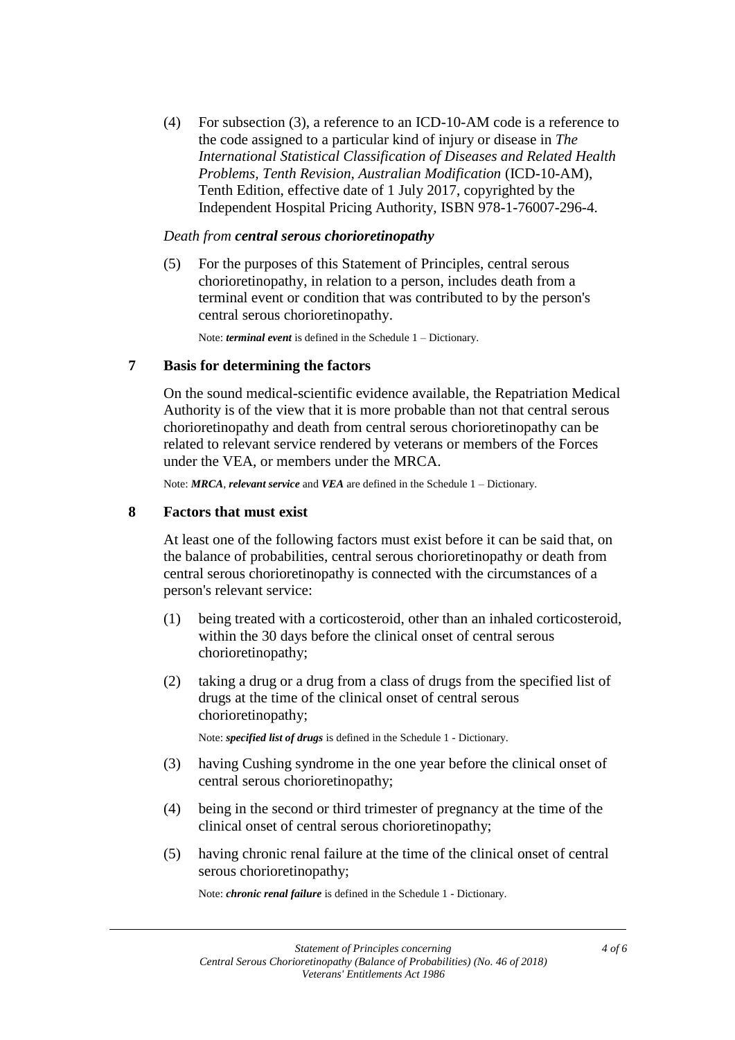(4) For subsection (3), a reference to an ICD-10-AM code is a reference to the code assigned to a particular kind of injury or disease in *The International Statistical Classification of Diseases and Related Health Problems, Tenth Revision, Australian Modification* (ICD-10-AM), Tenth Edition, effective date of 1 July 2017, copyrighted by the Independent Hospital Pricing Authority, ISBN 978-1-76007-296-4.

*Death from **central serous chorioretinopathy***

(5) For the purposes of this Statement of Principles, central serous chorioretinopathy, in relation to a person, includes death from a terminal event or condition that was contributed to by the person's central serous chorioretinopathy.

Note: ***terminal event*** is defined in the Schedule 1 – Dictionary.

## 7 Basis for determining the factors

On the sound medical-scientific evidence available, the Repatriation Medical Authority is of the view that it is more probable than not that central serous chorioretinopathy and death from central serous chorioretinopathy can be related to relevant service rendered by veterans or members of the Forces under the VEA, or members under the MRCA.

Note: ***MRCA***, ***relevant service*** and ***VEA*** are defined in the Schedule 1 – Dictionary.

## 8 Factors that must exist

At least one of the following factors must exist before it can be said that, on the balance of probabilities, central serous chorioretinopathy or death from central serous chorioretinopathy is connected with the circumstances of a person's relevant service:

(1) being treated with a corticosteroid, other than an inhaled corticosteroid, within the 30 days before the clinical onset of central serous chorioretinopathy;

(2) taking a drug or a drug from a class of drugs from the specified list of drugs at the time of the clinical onset of central serous chorioretinopathy;

Note: ***specified list of drugs*** is defined in the Schedule 1 - Dictionary.

(3) having Cushing syndrome in the one year before the clinical onset of central serous chorioretinopathy;

(4) being in the second or third trimester of pregnancy at the time of the clinical onset of central serous chorioretinopathy;

(5) having chronic renal failure at the time of the clinical onset of central serous chorioretinopathy;

Note: ***chronic renal failure*** is defined in the Schedule 1 - Dictionary.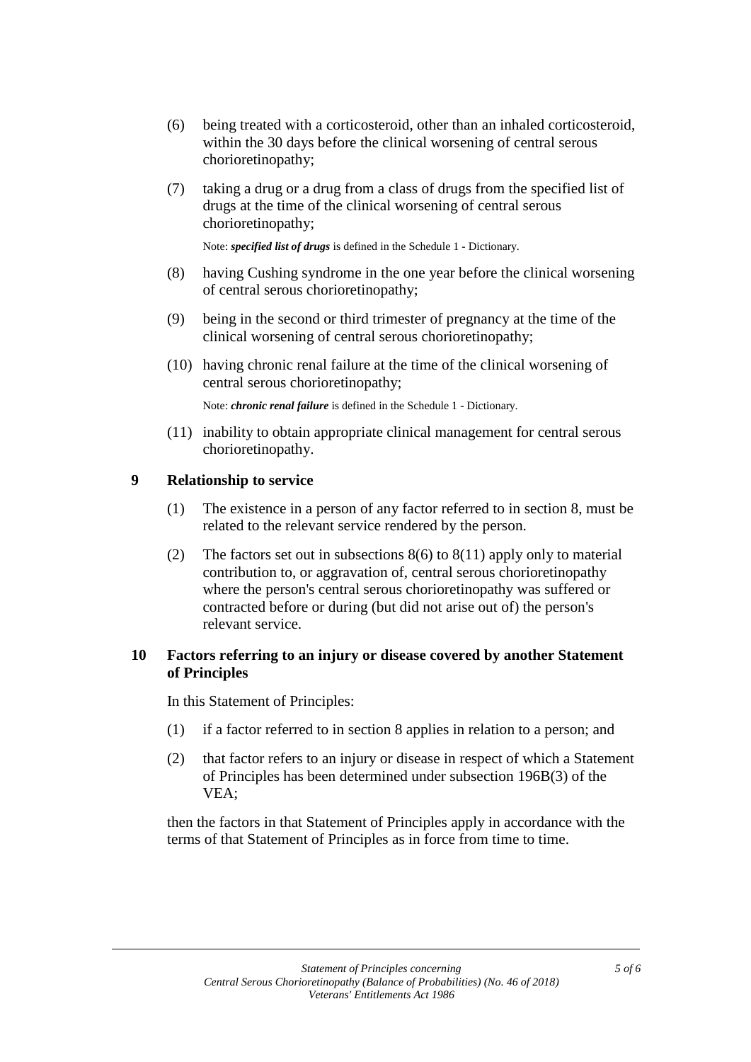(6) being treated with a corticosteroid, other than an inhaled corticosteroid, within the 30 days before the clinical worsening of central serous chorioretinopathy;

(7) taking a drug or a drug from a class of drugs from the specified list of drugs at the time of the clinical worsening of central serous chorioretinopathy;

Note: ***specified list of drugs*** is defined in the Schedule 1 - Dictionary.

(8) having Cushing syndrome in the one year before the clinical worsening of central serous chorioretinopathy;

(9) being in the second or third trimester of pregnancy at the time of the clinical worsening of central serous chorioretinopathy;

(10) having chronic renal failure at the time of the clinical worsening of central serous chorioretinopathy;

Note: ***chronic renal failure*** is defined in the Schedule 1 - Dictionary.

(11) inability to obtain appropriate clinical management for central serous chorioretinopathy.

## 9 Relationship to service

(1) The existence in a person of any factor referred to in section 8, must be related to the relevant service rendered by the person.

(2) The factors set out in subsections 8(6) to 8(11) apply only to material contribution to, or aggravation of, central serous chorioretinopathy where the person's central serous chorioretinopathy was suffered or contracted before or during (but did not arise out of) the person's relevant service.

## 10 Factors referring to an injury or disease covered by another Statement of Principles

In this Statement of Principles:

(1) if a factor referred to in section 8 applies in relation to a person; and

(2) that factor refers to an injury or disease in respect of which a Statement of Principles has been determined under subsection 196B(3) of the VEA;

then the factors in that Statement of Principles apply in accordance with the terms of that Statement of Principles as in force from time to time.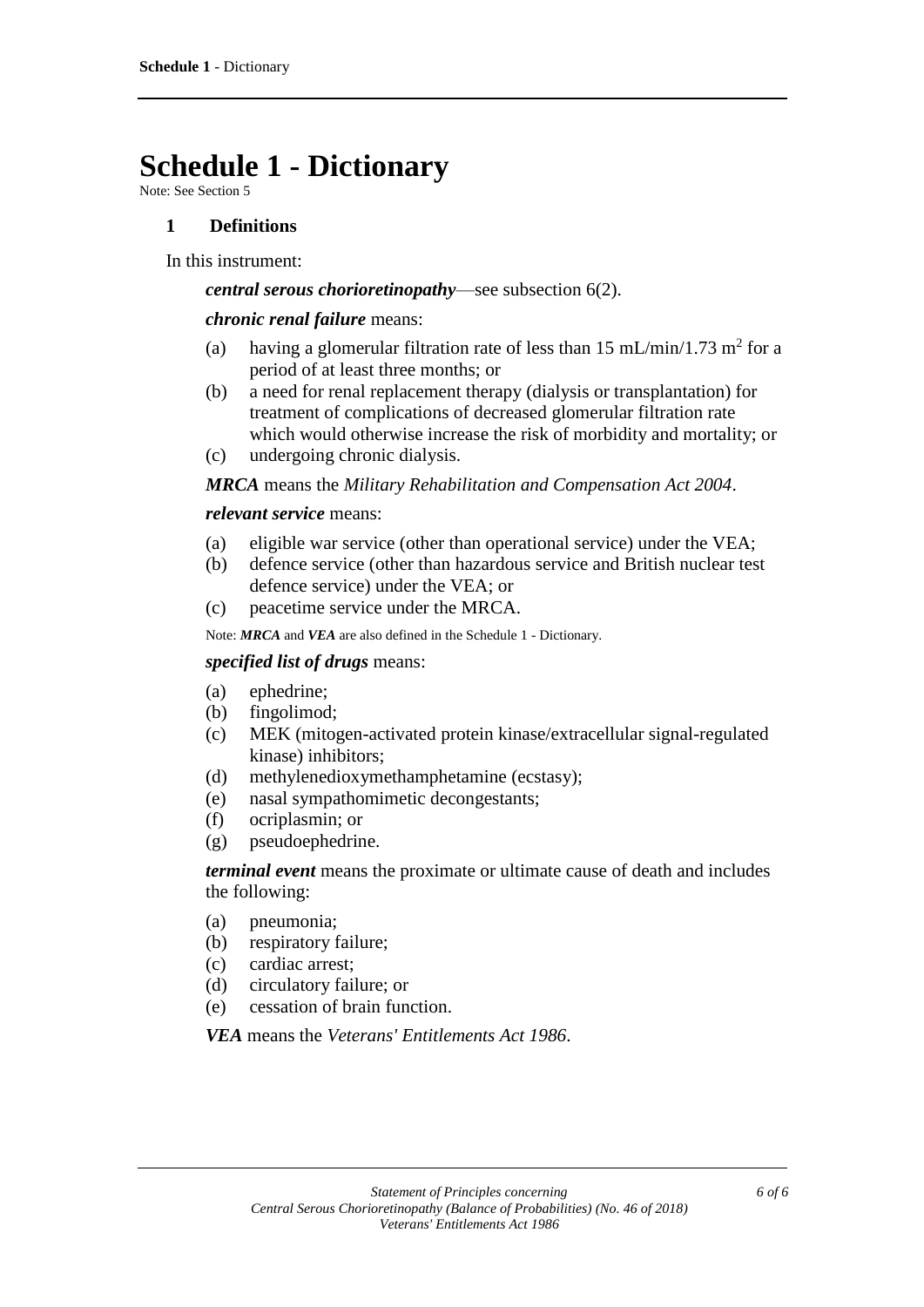# Schedule 1 - Dictionary

Note: See Section 5

### 1 Definitions

In this instrument:

***central serous chorioretinopathy***—see subsection 6(2).

***chronic renal failure*** means:

(a) having a glomerular filtration rate of less than 15 mL/min/1.73 $m^2$ for a period of at least three months; or

(b) a need for renal replacement therapy (dialysis or transplantation) for treatment of complications of decreased glomerular filtration rate which would otherwise increase the risk of morbidity and mortality; or

(c) undergoing chronic dialysis.

***MRCA*** means the *Military Rehabilitation and Compensation Act 2004*.

***relevant service*** means:

(a) eligible war service (other than operational service) under the VEA;

(b) defence service (other than hazardous service and British nuclear test defence service) under the VEA; or

(c) peacetime service under the MRCA.

Note: ***MRCA*** and ***VEA*** are also defined in the Schedule 1 - Dictionary.

***specified list of drugs*** means:

(a) ephedrine;

(b) fingolimod;

(c) MEK (mitogen-activated protein kinase/extracellular signal-regulated kinase) inhibitors;

(d) methylenedioxymethamphetamine (ecstasy);

(e) nasal sympathomimetic decongestants;

(f) ocriplasmin; or

(g) pseudoephedrine.

***terminal event*** means the proximate or ultimate cause of death and includes the following:

(a) pneumonia;

(b) respiratory failure;

(c) cardiac arrest;

(d) circulatory failure; or

(e) cessation of brain function.

***VEA*** means the *Veterans' Entitlements Act 1986*.